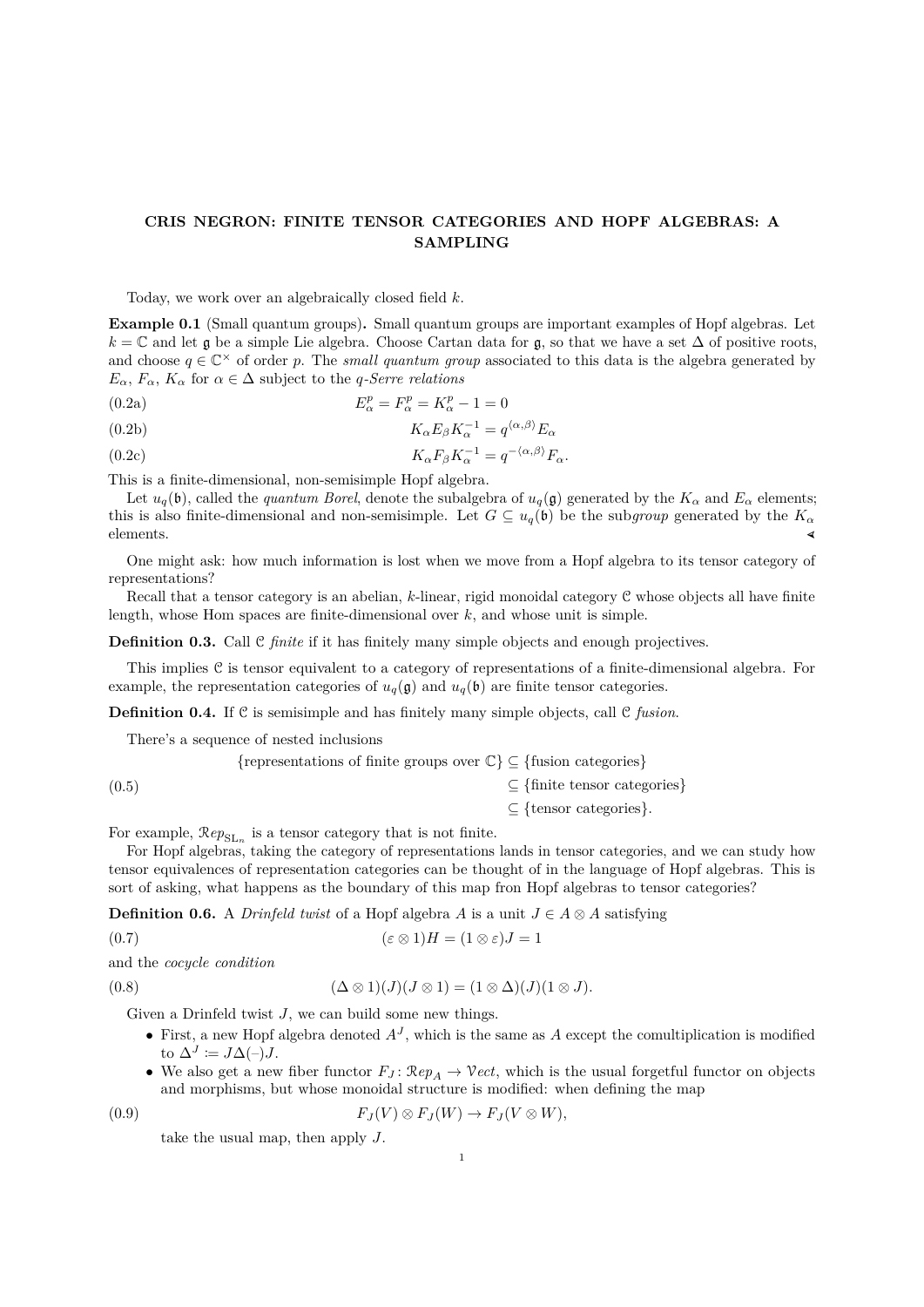# CRIS NEGRON: FINITE TENSOR CATEGORIES AND HOPF ALGEBRAS: A SAMPLING

Today, we work over an algebraically closed field $k$.

**Example 0.1** (Small quantum groups)**.** Small quantum groups are important examples of Hopf algebras. Let $k = \mathbb{C}$ and let $\mathfrak{g}$ be a simple Lie algebra. Choose Cartan data for $\mathfrak{g}$, so that we have a set $\Delta$ of positive roots, and choose $q \in \mathbb{C}^\times$ of order $p$. The *small quantum group* associated to this data is the algebra generated by $E_\alpha$, $F_\alpha$, $K_\alpha$ for $\alpha \in \Delta$ subject to the *q-Serre relations*

$$E_\alpha^p = F_\alpha^p = K_\alpha^p - 1 = 0 \tag{0.2a}$$

$$K_\alpha E_\beta K_\alpha^{-1} = q^{\langle \alpha, \beta \rangle} E_\alpha \tag{0.2b}$$

$$K_\alpha F_\beta K_\alpha^{-1} = q^{-\langle \alpha, \beta \rangle} F_\alpha. \tag{0.2c}$$

This is a finite-dimensional, non-semisimple Hopf algebra.

Let $u_q(\mathfrak{b})$, called the *quantum Borel*, denote the subalgebra of $u_q(\mathfrak{g})$ generated by the $K_\alpha$ and $E_\alpha$ elements; this is also finite-dimensional and non-semisimple. Let $G \subseteq u_q(\mathfrak{b})$ be the sub*group* generated by the $K_\alpha$ elements. ◂

One might ask: how much information is lost when we move from a Hopf algebra to its tensor category of representations?

Recall that a tensor category is an abelian, $k$-linear, rigid monoidal category $\mathcal{C}$ whose objects all have finite length, whose Hom spaces are finite-dimensional over $k$, and whose unit is simple.

**Definition 0.3.** Call $\mathcal{C}$ *finite* if it has finitely many simple objects and enough projectives.

This implies $\mathcal{C}$ is tensor equivalent to a category of representations of a finite-dimensional algebra. For example, the representation categories of $u_q(\mathfrak{g})$ and $u_q(\mathfrak{b})$ are finite tensor categories.

**Definition 0.4.** If $\mathcal{C}$ is semisimple and has finitely many simple objects, call $\mathcal{C}$ *fusion*.

There's a sequence of nested inclusions

$$\begin{aligned} \{\text{representations of finite groups over } \mathbb{C}\} &\subseteq \{\text{fusion categories}\} \\ &\subseteq \{\text{finite tensor categories}\} \\ &\subseteq \{\text{tensor categories}\}. \end{aligned} \tag{0.5}$$

For example, $\mathcal{R}ep_{\mathrm{SL}_n}$ is a tensor category that is not finite.

For Hopf algebras, taking the category of representations lands in tensor categories, and we can study how tensor equivalences of representation categories can be thought of in the language of Hopf algebras. This is sort of asking, what happens as the boundary of this map fron Hopf algebras to tensor categories?

**Definition 0.6.** A *Drinfeld twist* of a Hopf algebra $A$ is a unit $J \in A \otimes A$ satisfying

$$(\varepsilon \otimes 1)H = (1 \otimes \varepsilon)J = 1 \tag{0.7}$$

and the *cocycle condition*

$$(\Delta \otimes 1)(J)(J \otimes 1) = (1 \otimes \Delta)(J)(1 \otimes J). \tag{0.8}$$

Given a Drinfeld twist $J$, we can build some new things.

- First, a new Hopf algebra denoted $A^J$, which is the same as $A$ except the comultiplication is modified to $\Delta^J := J\Delta(-)J$.
- We also get a new fiber functor $F_J : \mathcal{R}ep_A \to \mathcal{V}ect$, which is the usual forgetful functor on objects and morphisms, but whose monoidal structure is modified: when defining the map

  $$F_J(V) \otimes F_J(W) \to F_J(V \otimes W), \tag{0.9}$$

  take the usual map, then apply $J$.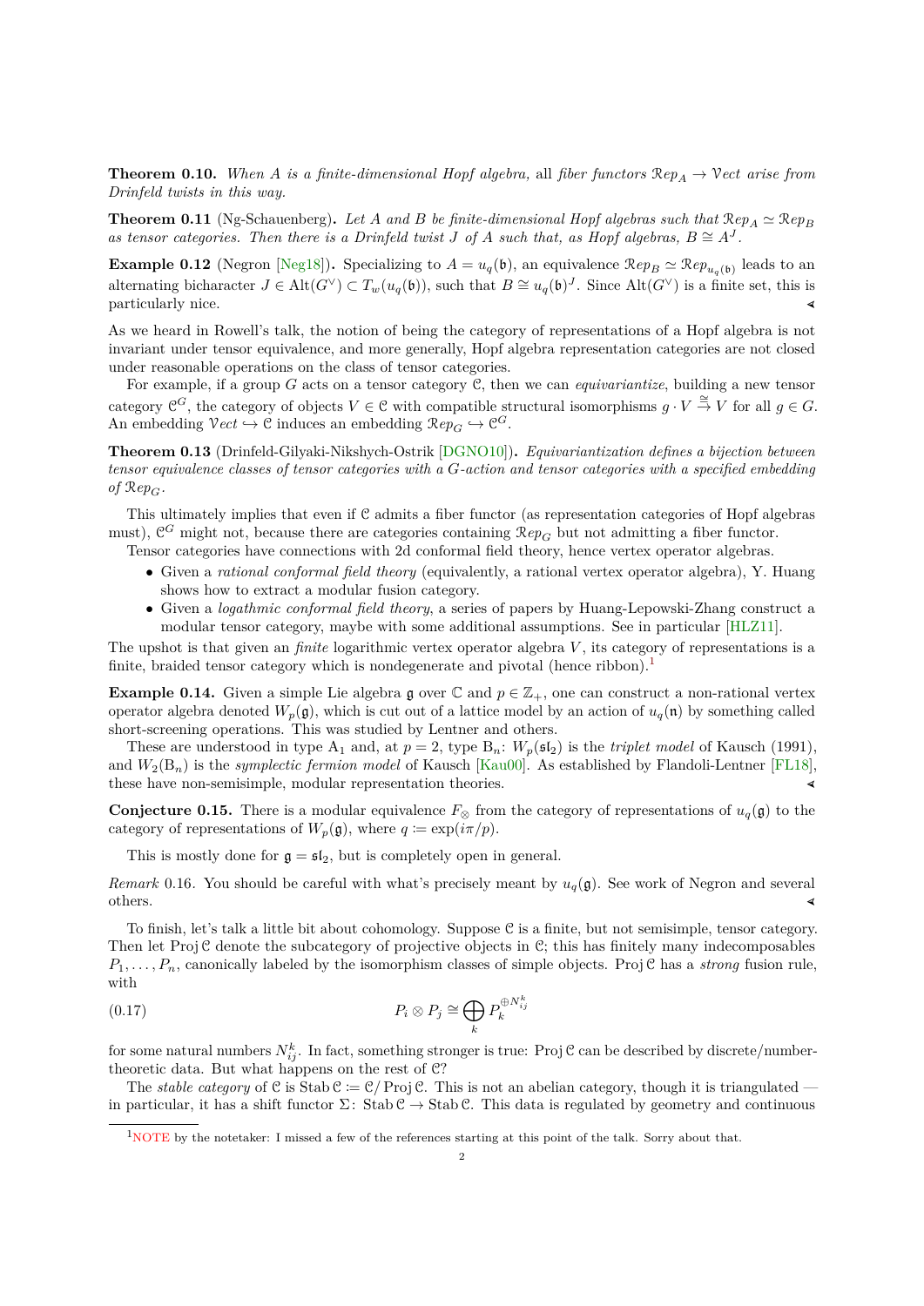**Theorem 0.10.** *When $A$ is a finite-dimensional Hopf algebra,* all *fiber functors $\mathcal{R}ep_A \to \mathcal{V}ect$ arise from Drinfeld twists in this way.*

**Theorem 0.11** (Ng-Schauenberg)**.** *Let $A$ and $B$ be finite-dimensional Hopf algebras such that $\mathcal{R}ep_A \simeq \mathcal{R}ep_B$ as tensor categories. Then there is a Drinfeld twist $J$ of $A$ such that, as Hopf algebras, $B \cong A^J$.*

**Example 0.12** (Negron [Neg18])**.** Specializing to $A = u_q(\mathfrak{b})$, an equivalence $\mathcal{R}ep_B \simeq \mathcal{R}ep_{u_q(\mathfrak{b})}$ leads to an alternating bicharacter $J \in \mathrm{Alt}(G^\vee) \subset T_w(u_q(\mathfrak{b}))$, such that $B \cong u_q(\mathfrak{b})^J$. Since $\mathrm{Alt}(G^\vee)$ is a finite set, this is particularly nice. ◂

As we heard in Rowell's talk, the notion of being the category of representations of a Hopf algebra is not invariant under tensor equivalence, and more generally, Hopf algebra representation categories are not closed under reasonable operations on the class of tensor categories.

For example, if a group $G$ acts on a tensor category $\mathcal{C}$, then we can *equivariantize*, building a new tensor category $\mathcal{C}^G$, the category of objects $V \in \mathcal{C}$ with compatible structural isomorphisms $g \cdot V \overset{\cong}{\to} V$ for all $g \in G$. An embedding $\mathcal{V}ect \hookrightarrow \mathcal{C}$ induces an embedding $\mathcal{R}ep_G \hookrightarrow \mathcal{C}^G$.

**Theorem 0.13** (Drinfeld-Gilyaki-Nikshych-Ostrik [DGNO10])**.** *Equivariantization defines a bijection between tensor equivalence classes of tensor categories with a $G$-action and tensor categories with a specified embedding of $\mathcal{R}ep_G$.*

This ultimately implies that even if $\mathcal{C}$ admits a fiber functor (as representation categories of Hopf algebras must), $\mathcal{C}^G$ might not, because there are categories containing $\mathcal{R}ep_G$ but not admitting a fiber functor.

Tensor categories have connections with 2d conformal field theory, hence vertex operator algebras.

- Given a *rational conformal field theory* (equivalently, a rational vertex operator algebra), Y. Huang shows how to extract a modular fusion category.
- Given a *logathmic conformal field theory*, a series of papers by Huang-Lepowski-Zhang construct a modular tensor category, maybe with some additional assumptions. See in particular [HLZ11].

The upshot is that given an *finite* logarithmic vertex operator algebra $V$, its category of representations is a finite, braided tensor category which is nondegenerate and pivotal (hence ribbon).[1]

**Example 0.14.** Given a simple Lie algebra $\mathfrak{g}$ over $\mathbb{C}$ and $p \in \mathbb{Z}_+$, one can construct a non-rational vertex operator algebra denoted $W_p(\mathfrak{g})$, which is cut out of a lattice model by an action of $u_q(\mathfrak{n})$ by something called short-screening operations. This was studied by Lentner and others.

These are understood in type $\mathrm{A}_1$ and, at $p = 2$, type $\mathrm{B}_n$: $W_p(\mathfrak{sl}_2)$ is the *triplet model* of Kausch (1991), and $W_2(\mathrm{B}_n)$ is the *symplectic fermion model* of Kausch [Kau00]. As established by Flandoli-Lentner [FL18], these have non-semisimple, modular representation theories. ◂

**Conjecture 0.15.** There is a modular equivalence $F_\otimes$ from the category of representations of $u_q(\mathfrak{g})$ to the category of representations of $W_p(\mathfrak{g})$, where $q := \exp(i\pi/p)$.

This is mostly done for $\mathfrak{g} = \mathfrak{sl}_2$, but is completely open in general.

*Remark* 0.16. You should be careful with what's precisely meant by $u_q(\mathfrak{g})$. See work of Negron and several others. ◂

To finish, let's talk a little bit about cohomology. Suppose $\mathcal{C}$ is a finite, but not semisimple, tensor category. Then let $\mathrm{Proj}\,\mathcal{C}$ denote the subcategory of projective objects in $\mathcal{C}$; this has finitely many indecomposables $P_1, \dots, P_n$, canonically labeled by the isomorphism classes of simple objects. $\mathrm{Proj}\,\mathcal{C}$ has a *strong* fusion rule, with

$$P_i \otimes P_j \cong \bigoplus_k P_k^{\oplus N_{ij}^k} \tag{0.17}$$

for some natural numbers $N_{ij}^k$. In fact, something stronger is true: $\mathrm{Proj}\,\mathcal{C}$ can be described by discrete/number-theoretic data. But what happens on the rest of $\mathcal{C}$?

The *stable category* of $\mathcal{C}$ is $\mathrm{Stab}\,\mathcal{C} := \mathcal{C}/\mathrm{Proj}\,\mathcal{C}$. This is not an abelian category, though it is triangulated — in particular, it has a shift functor $\Sigma\colon \mathrm{Stab}\,\mathcal{C} \to \mathrm{Stab}\,\mathcal{C}$. This data is regulated by geometry and continuous

[1] NOTE by the notetaker: I missed a few of the references starting at this point of the talk. Sorry about that.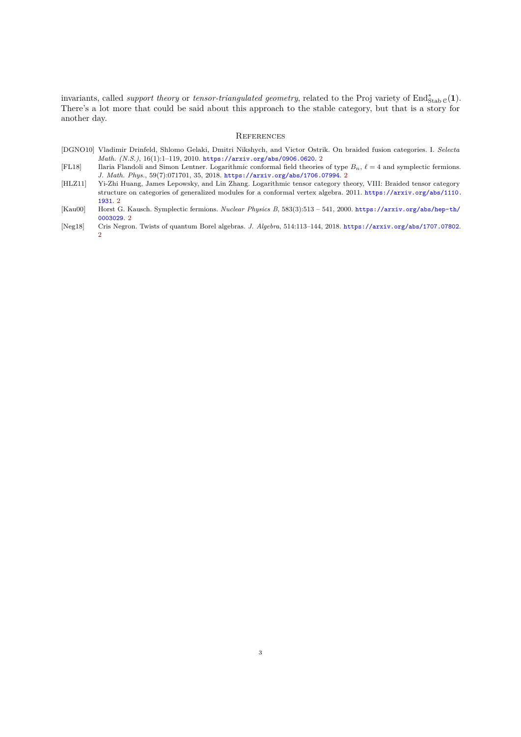invariants, called *support theory* or *tensor-triangulated geometry*, related to the Proj variety of $\mathrm{End}^*_{\mathrm{Stab}\,\mathcal{C}}(\mathbf{1})$. There's a lot more that could be said about this approach to the stable category, but that is a story for another day.

## References

[DGNO10] Vladimir Drinfeld, Shlomo Gelaki, Dmitri Nikshych, and Victor Ostrik. On braided fusion categories. I. *Selecta Math. (N.S.)*, 16(1):1–119, 2010. https://arxiv.org/abs/0906.0620. 2

[FL18] Ilaria Flandoli and Simon Lentner. Logarithmic conformal field theories of type $B_n$, $\ell = 4$ and symplectic fermions. *J. Math. Phys.*, 59(7):071701, 35, 2018. https://arxiv.org/abs/1706.07994. 2

[HLZ11] Yi-Zhi Huang, James Lepowsky, and Lin Zhang. Logarithmic tensor category theory, VIII: Braided tensor category structure on categories of generalized modules for a conformal vertex algebra. 2011. https://arxiv.org/abs/1110.1931. 2

[Kau00] Horst G. Kausch. Symplectic fermions. *Nuclear Physics B*, 583(3):513 – 541, 2000. https://arxiv.org/abs/hep-th/0003029. 2

[Neg18] Cris Negron. Twists of quantum Borel algebras. *J. Algebra*, 514:113–144, 2018. https://arxiv.org/abs/1707.07802. 2